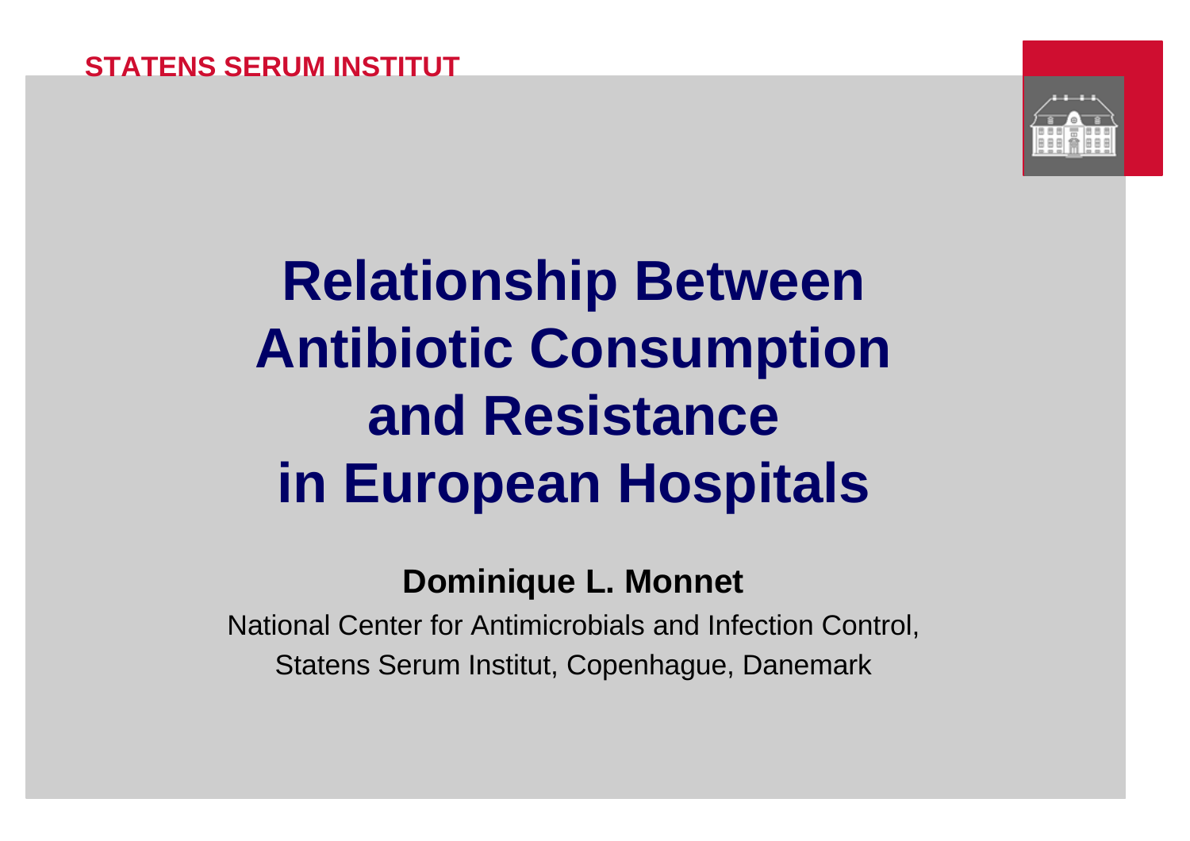STATENS SERUM INSTITUT

# Relationship Between Antibiotic Consumption and Resistance in European Hospitals

**Dominique L. Monnet**

National Center for Antimicrobials and Infection Control,
Statens Serum Institut, Copenhague, Danemark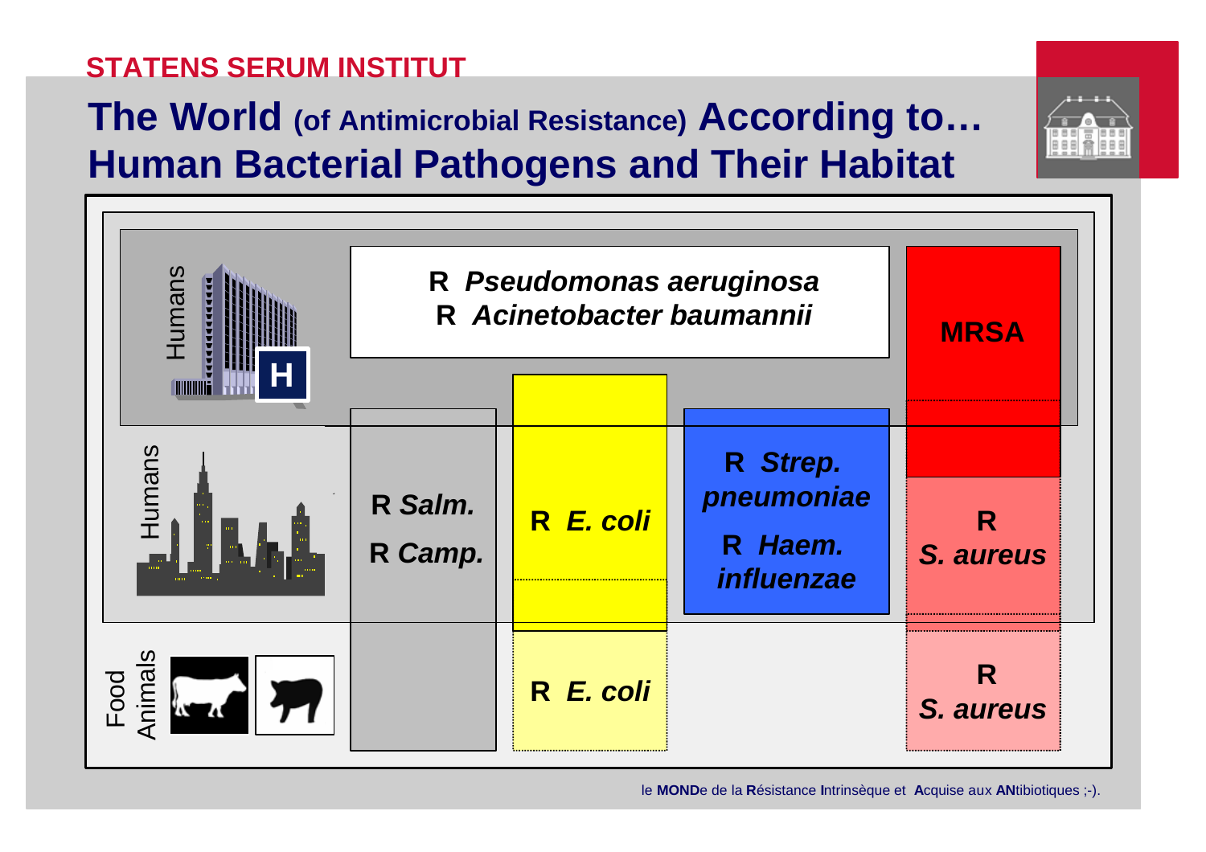# The World (of Antimicrobial Resistance) According to… Human Bacterial Pathogens and Their Habitat

Humans (hospital)

- R *Pseudomonas aeruginosa*
- R *Acinetobacter baumannii*

MRSA

Humans (community)

- R *Salm.*
- R *Camp.*
- R *E. coli*
- R *Strep. pneumoniae*
- R *Haem. influenzae*
- R *S. aureus*

Food Animals

- R *E. coli*
- R *S. aureus*

le **MOND**e de la **R**ésistance **I**ntrinsèque et **A**cquise aux **AN**tibiotiques ;-).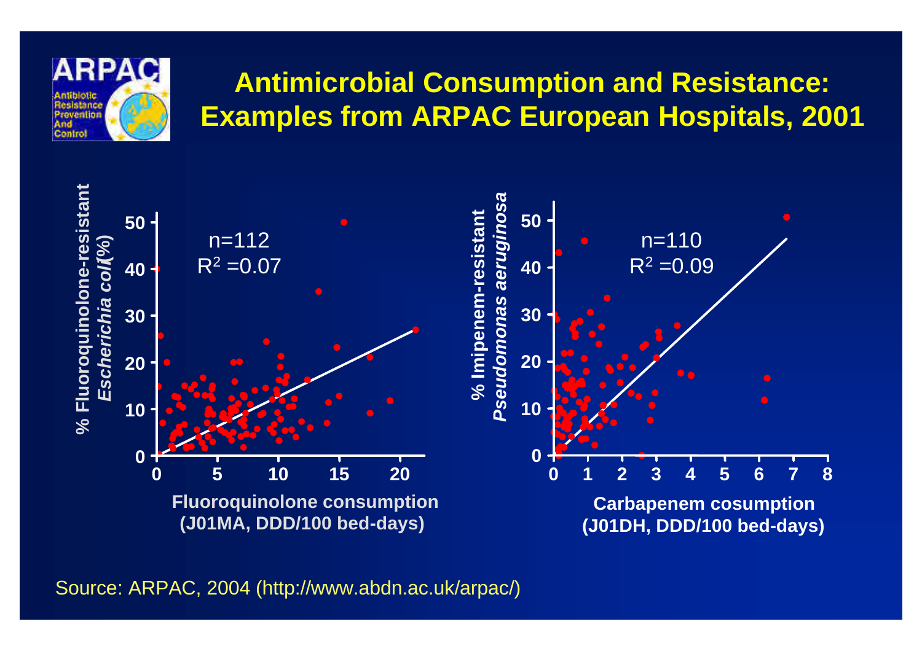# Antimicrobial Consumption and Resistance: Examples from ARPAC European Hospitals, 2001

ARPAC – Antibiotic Resistance Prevention And Control

% Fluoroquinolone-resistant *Escherichia coli* (%)

n=112
$R^2$ =0.07

Fluoroquinolone consumption (J01MA, DDD/100 bed-days)

% Imipenem-resistant *Pseudomonas aeruginosa*

n=110
$R^2$ =0.09

Carbapenem cosumption (J01DH, DDD/100 bed-days)

Source: ARPAC, 2004 (http://www.abdn.ac.uk/arpac/)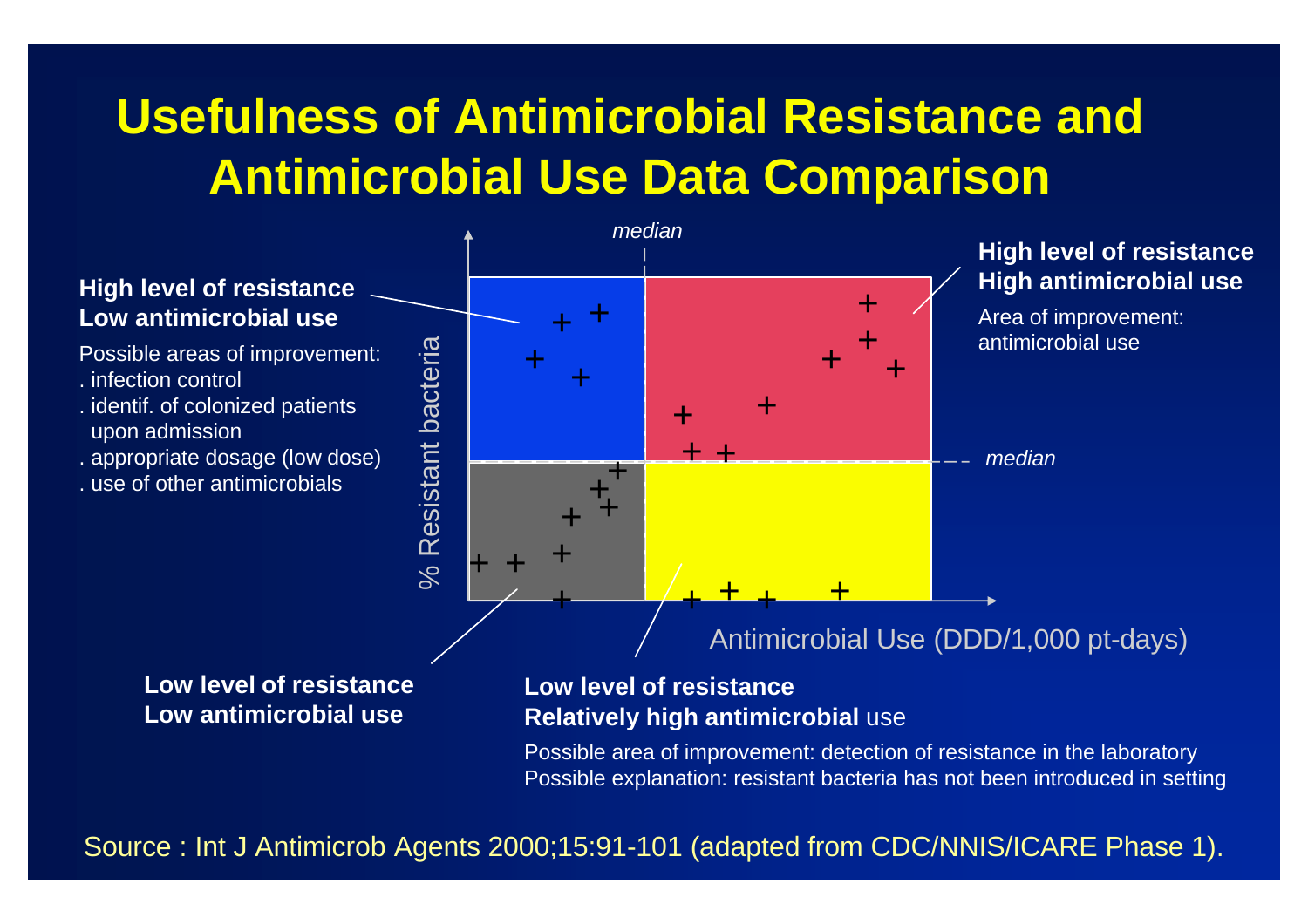# Usefulness of Antimicrobial Resistance and Antimicrobial Use Data Comparison

*median*

**High level of resistance**
**Low antimicrobial use**

Possible areas of improvement:

. infection control
. identif. of colonized patients upon admission
. appropriate dosage (low dose)
. use of other antimicrobials

**High level of resistance**
**High antimicrobial use**

Area of improvement: antimicrobial use

*median*

% Resistant bacteria

Antimicrobial Use (DDD/1,000 pt-days)

**Low level of resistance**
**Low antimicrobial use**

**Low level of resistance**
**Relatively high antimicrobial** use

Possible area of improvement: detection of resistance in the laboratory
Possible explanation: resistant bacteria has not been introduced in setting

Source : Int J Antimicrob Agents 2000;15:91-101 (adapted from CDC/NNIS/ICARE Phase 1).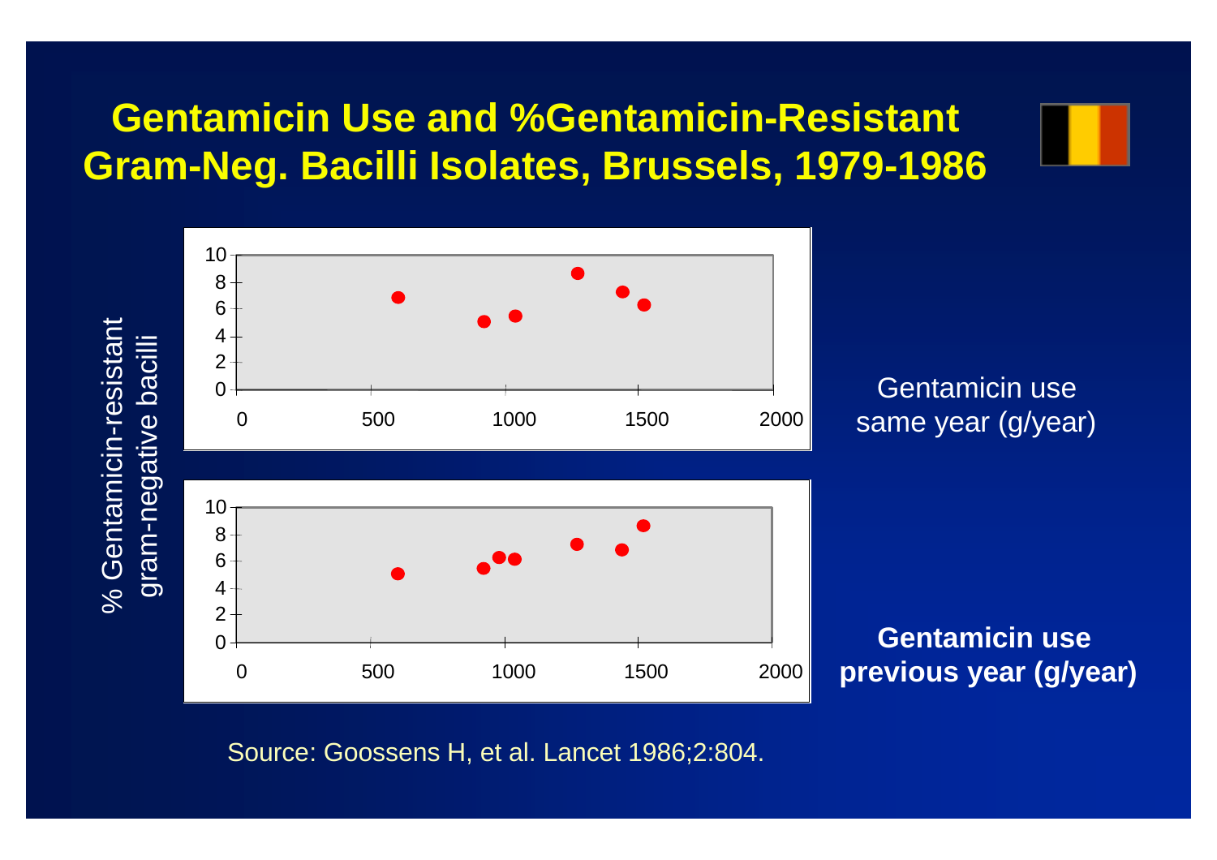# Gentamicin Use and %Gentamicin-Resistant Gram-Neg. Bacilli Isolates, Brussels, 1979-1986

% Gentamicin-resistant gram-negative bacilli

Gentamicin use same year (g/year)

**Gentamicin use previous year (g/year)**

Source: Goossens H, et al. Lancet 1986;2:804.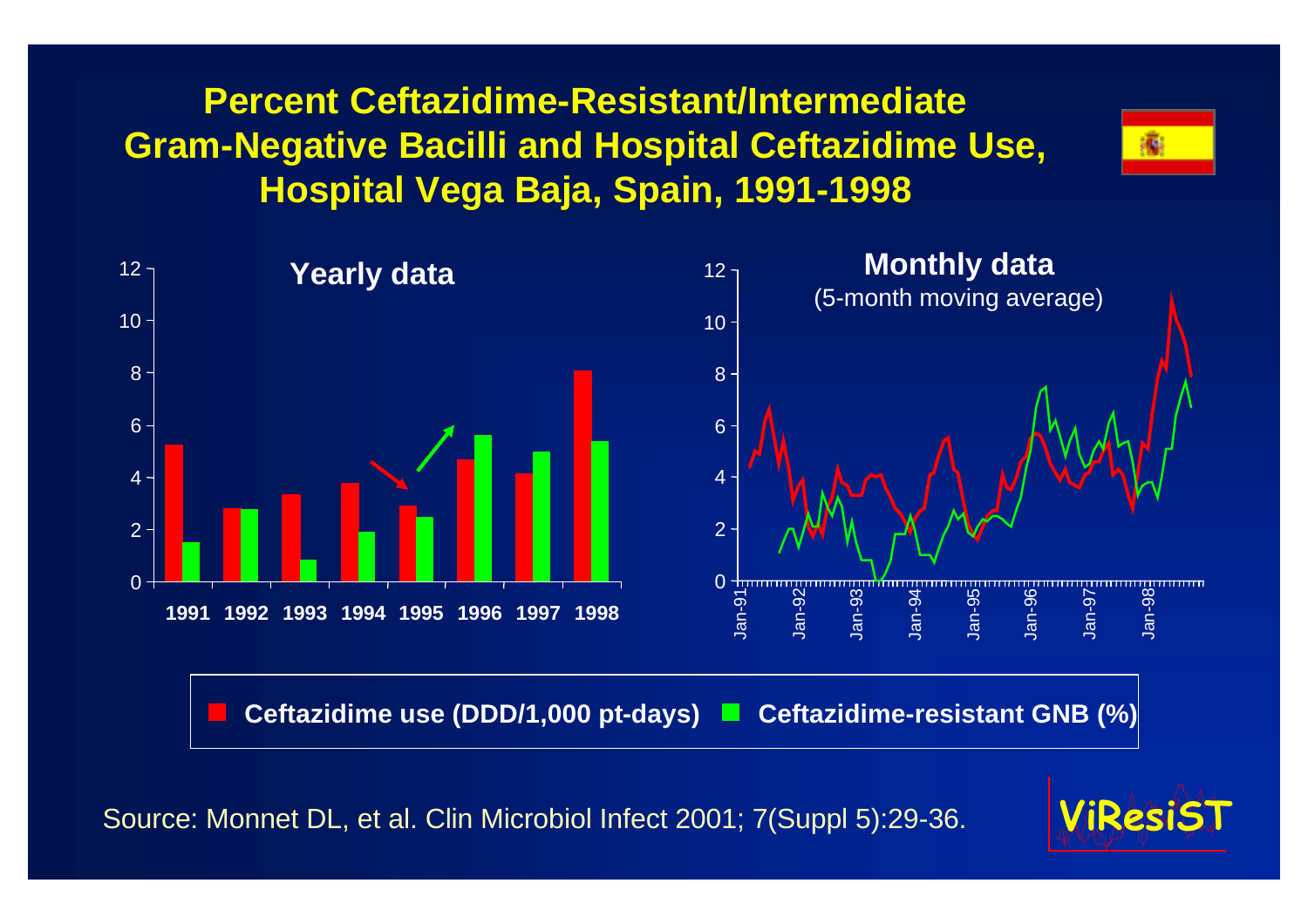# Percent Ceftazidime-Resistant/Intermediate Gram-Negative Bacilli and Hospital Ceftazidime Use, Hospital Vega Baja, Spain, 1991-1998

**Yearly data**

**Monthly data** (5-month moving average)

Ceftazidime use (DDD/1,000 pt-days) | Ceftazidime-resistant GNB (%)

Source: Monnet DL, et al. Clin Microbiol Infect 2001; 7(Suppl 5):29-36.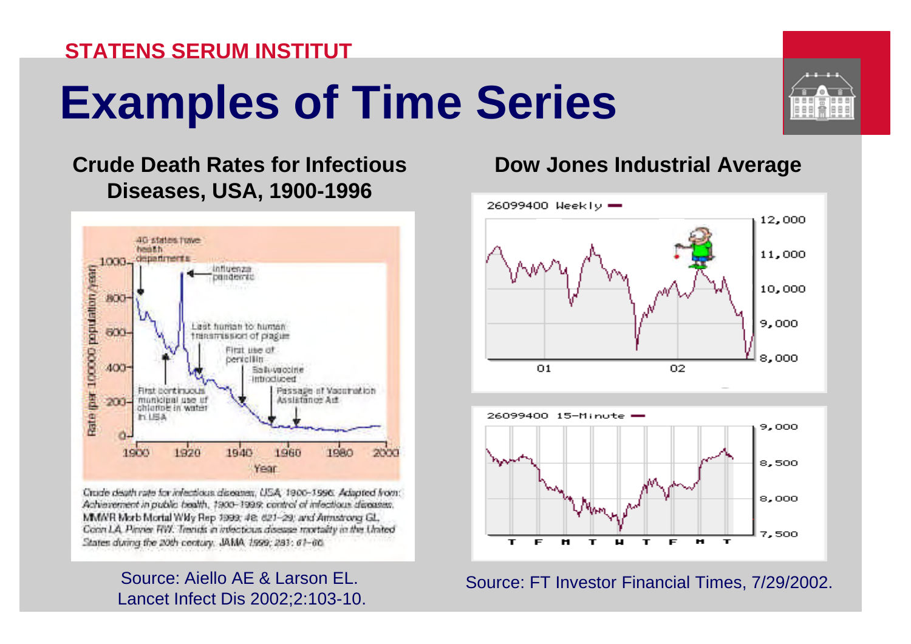# Examples of Time Series

## Crude Death Rates for Infectious Diseases, USA, 1900-1996

Crude death rate for infectious diseases, USA, 1900–1996. Adapted from: Achievement in public health, 1900–1999: control of infectious diseases. MMWR Morb Mortal Wkly Rep 1999; 48: 621–29; and Armstrong GL, Conn LA, Pinner RW. Trends in infectious disease mortality in the United States during the 20th century. JAMA 1999; 281: 61–66.

Source: Aiello AE & Larson EL. Lancet Infect Dis 2002;2:103-10.

## Dow Jones Industrial Average

Source: FT Investor Financial Times, 7/29/2002.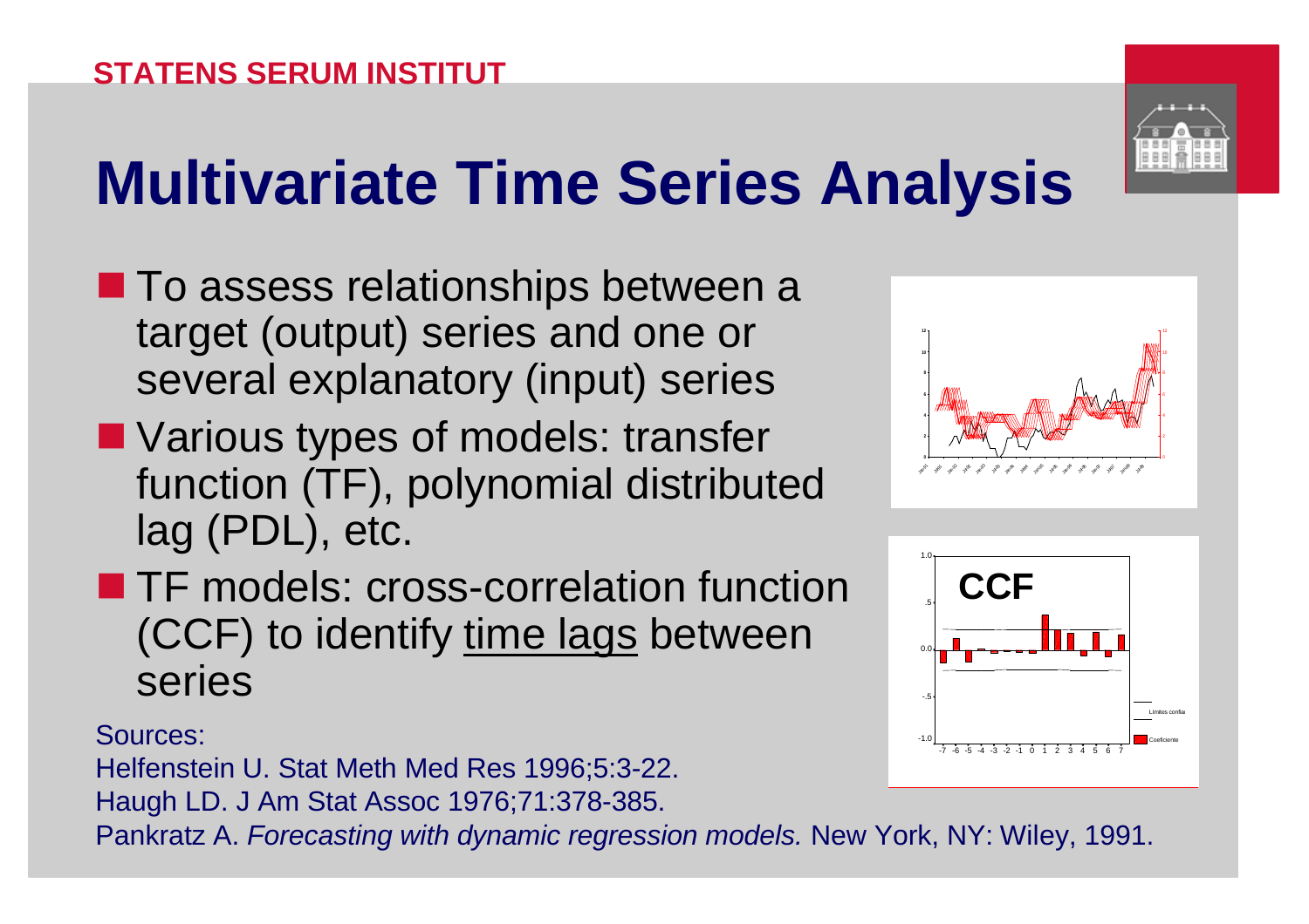# Multivariate Time Series Analysis

- To assess relationships between a target (output) series and one or several explanatory (input) series
- Various types of models: transfer function (TF), polynomial distributed lag (PDL), etc.
- TF models: cross-correlation function (CCF) to identify time lags between series

Sources:
Helfenstein U. Stat Meth Med Res 1996;5:3-22.
Haugh LD. J Am Stat Assoc 1976;71:378-385.
Pankratz A. *Forecasting with dynamic regression models.* New York, NY: Wiley, 1991.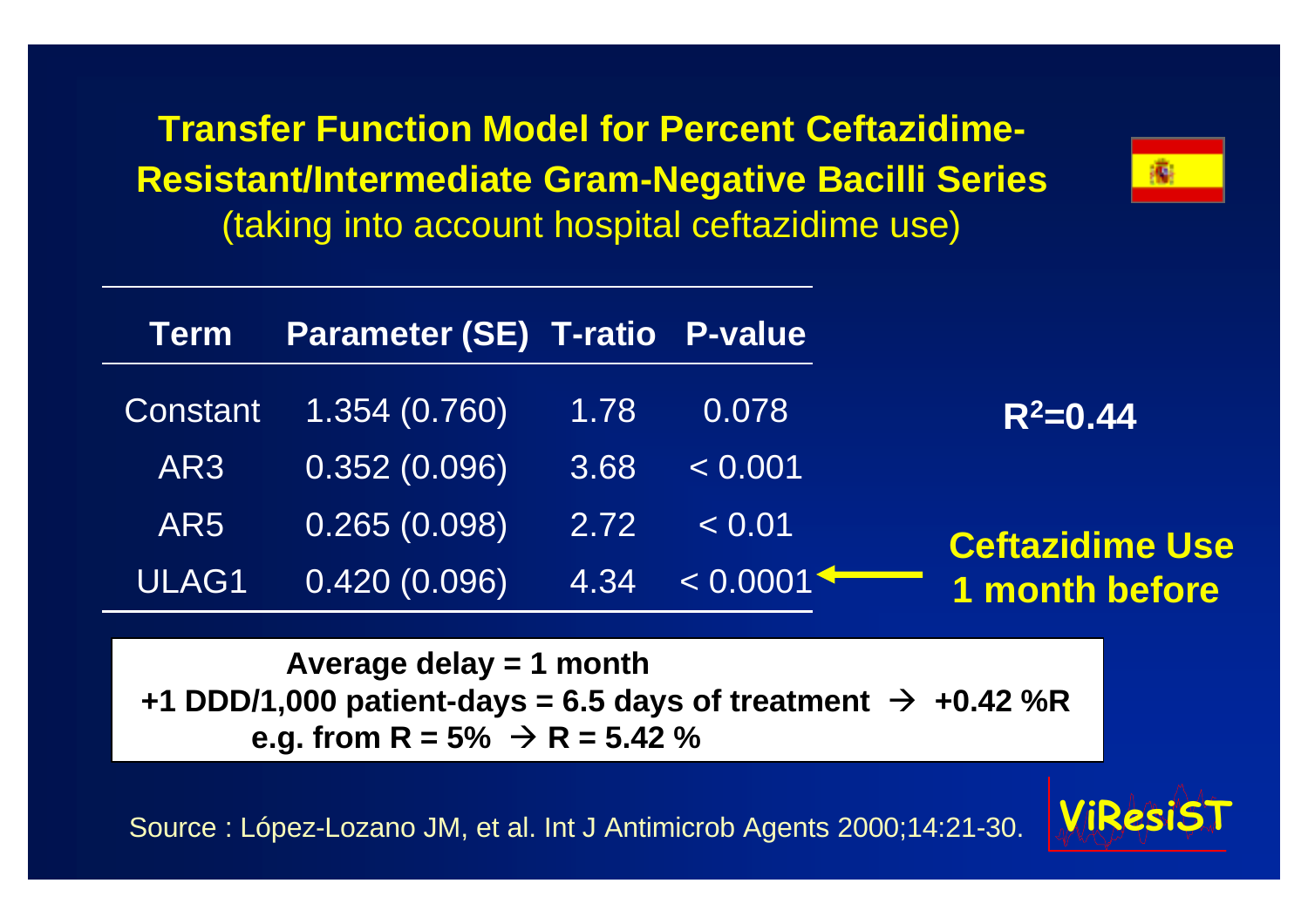# Transfer Function Model for Percent Ceftazidime-Resistant/Intermediate Gram-Negative Bacilli Series

(taking into account hospital ceftazidime use)

| Term | Parameter (SE) | T-ratio | P-value |
|---|---|---|---|
| Constant | 1.354 (0.760) | 1.78 | 0.078 |
| AR3 | 0.352 (0.096) | 3.68 | < 0.001 |
| AR5 | 0.265 (0.098) | 2.72 | < 0.01 |
| ULAG1 | 0.420 (0.096) | 4.34 | < 0.0001 |

$R^2=0.44$

**Ceftazidime Use 1 month before**

**Average delay = 1 month**
**+1 DDD/1,000 patient-days = 6.5 days of treatment → +0.42 %R**
**e.g. from R = 5% → R = 5.42 %**

Source : López-Lozano JM, et al. Int J Antimicrob Agents 2000;14:21-30.

ViResiST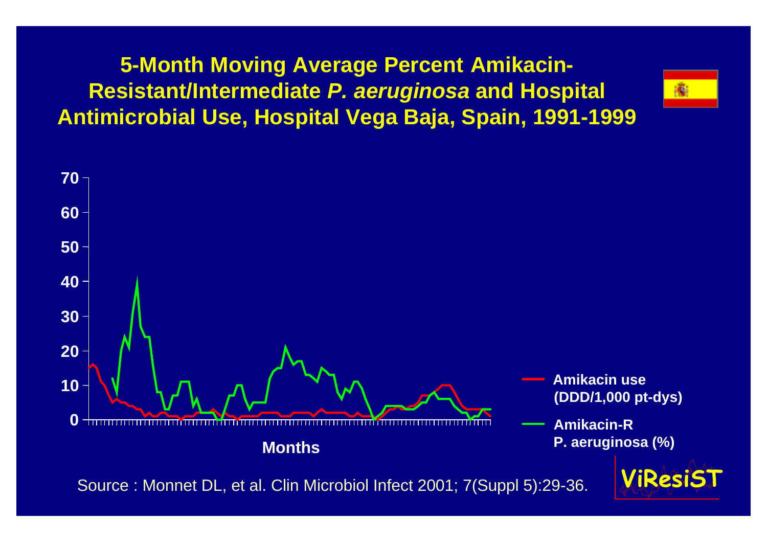# 5-Month Moving Average Percent Amikacin-Resistant/Intermediate *P. aeruginosa* and Hospital Antimicrobial Use, Hospital Vega Baja, Spain, 1991-1999

70
60
50
40
30
20
10
0

Months

Amikacin use (DDD/1,000 pt-dys)

Amikacin-R P. aeruginosa (%)

Source : Monnet DL, et al. Clin Microbiol Infect 2001; 7(Suppl 5):29-36.

ViResiST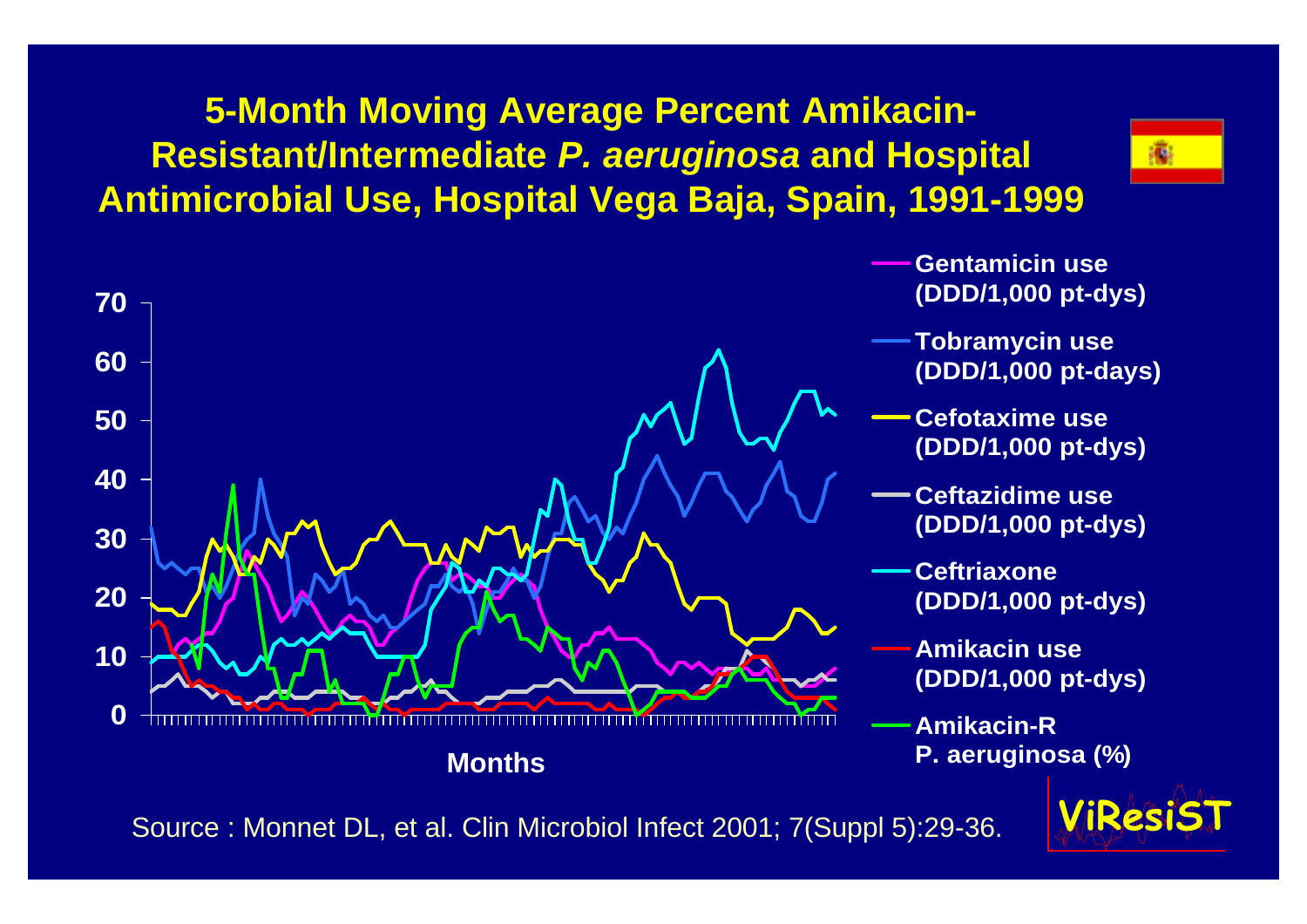# 5-Month Moving Average Percent Amikacin-Resistant/Intermediate *P. aeruginosa* and Hospital Antimicrobial Use, Hospital Vega Baja, Spain, 1991-1999

70

60

50

40

30

20

10

0

Months

- Gentamicin use (DDD/1,000 pt-dys)
- Tobramycin use (DDD/1,000 pt-days)
- Cefotaxime use (DDD/1,000 pt-dys)
- Ceftazidime use (DDD/1,000 pt-dys)
- Ceftriaxone (DDD/1,000 pt-dys)
- Amikacin use (DDD/1,000 pt-dys)
- Amikacin-R P. aeruginosa (%)

Source : Monnet DL, et al. Clin Microbiol Infect 2001; 7(Suppl 5):29-36.

ViResiST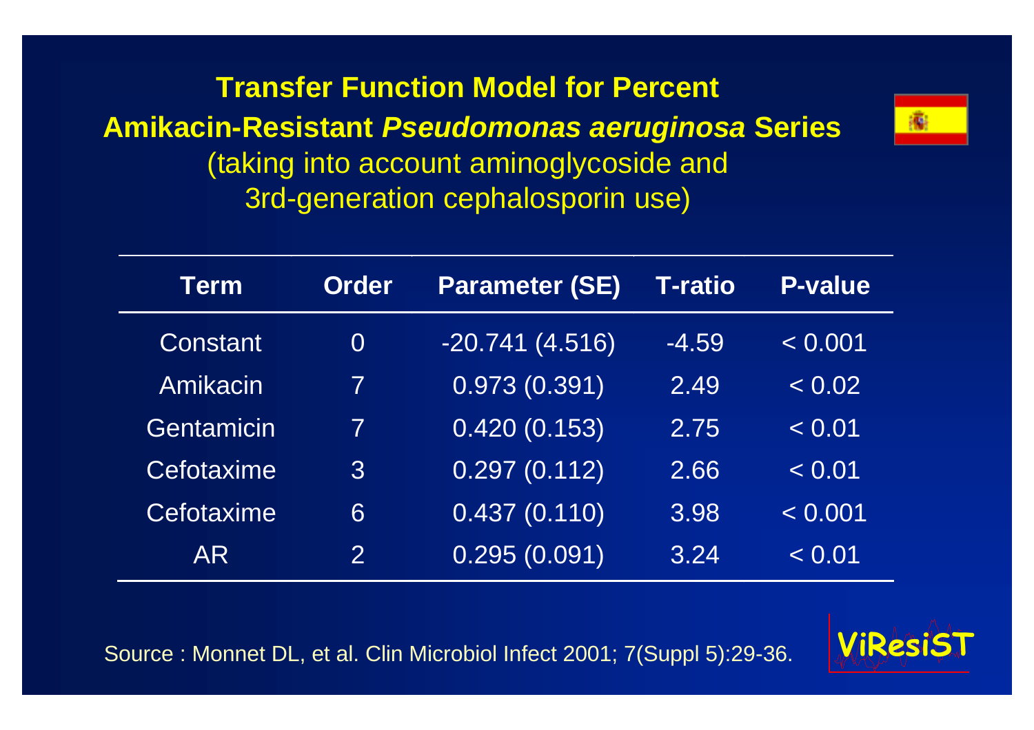## Transfer Function Model for Percent Amikacin-Resistant *Pseudomonas aeruginosa* Series

(taking into account aminoglycoside and 3rd-generation cephalosporin use)

| Term | Order | Parameter (SE) | T-ratio | P-value |
|---|---|---|---|---|
| Constant | 0 | -20.741 (4.516) | -4.59 | < 0.001 |
| Amikacin | 7 | 0.973 (0.391) | 2.49 | < 0.02 |
| Gentamicin | 7 | 0.420 (0.153) | 2.75 | < 0.01 |
| Cefotaxime | 3 | 0.297 (0.112) | 2.66 | < 0.01 |
| Cefotaxime | 6 | 0.437 (0.110) | 3.98 | < 0.001 |
| AR | 2 | 0.295 (0.091) | 3.24 | < 0.01 |

Source : Monnet DL, et al. Clin Microbiol Infect 2001; 7(Suppl 5):29-36.

ViResiST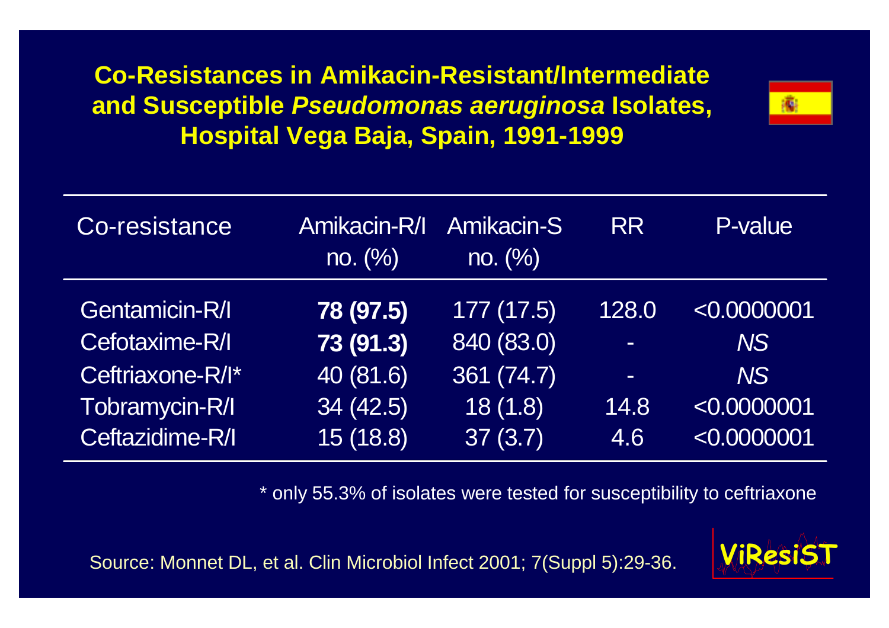# Co-Resistances in Amikacin-Resistant/Intermediate and Susceptible *Pseudomonas aeruginosa* Isolates, Hospital Vega Baja, Spain, 1991-1999

| Co-resistance | Amikacin-R/I no. (%) | Amikacin-S no. (%) | RR | P-value |
|---|---|---|---|---|
| Gentamicin-R/I | **78 (97.5)** | 177 (17.5) | 128.0 | <0.0000001 |
| Cefotaxime-R/I | **73 (91.3)** | 840 (83.0) | - | *NS* |
| Ceftriaxone-R/I* | 40 (81.6) | 361 (74.7) | - | *NS* |
| Tobramycin-R/I | 34 (42.5) | 18 (1.8) | 14.8 | <0.0000001 |
| Ceftazidime-R/I | 15 (18.8) | 37 (3.7) | 4.6 | <0.0000001 |

* only 55.3% of isolates were tested for susceptibility to ceftriaxone

Source: Monnet DL, et al. Clin Microbiol Infect 2001; 7(Suppl 5):29-36.

ViResiST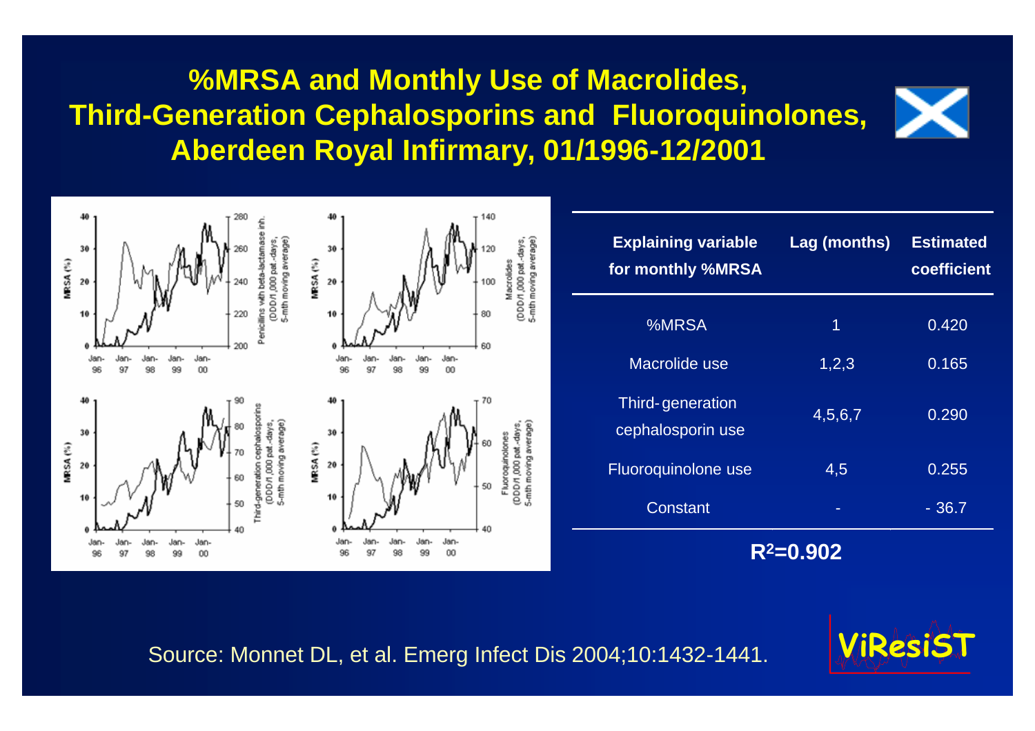# %MRSA and Monthly Use of Macrolides, Third-Generation Cephalosporins and Fluoroquinolones, Aberdeen Royal Infirmary, 01/1996-12/2001

| Explaining variable for monthly %MRSA | Lag (months) | Estimated coefficient |
|---|---|---|
| %MRSA | 1 | 0.420 |
| Macrolide use | 1,2,3 | 0.165 |
| Third-generation cephalosporin use | 4,5,6,7 | 0.290 |
| Fluoroquinolone use | 4,5 | 0.255 |
| Constant | - | - 36.7 |

$R^2$=0.902

Source: Monnet DL, et al. Emerg Infect Dis 2004;10:1432-1441.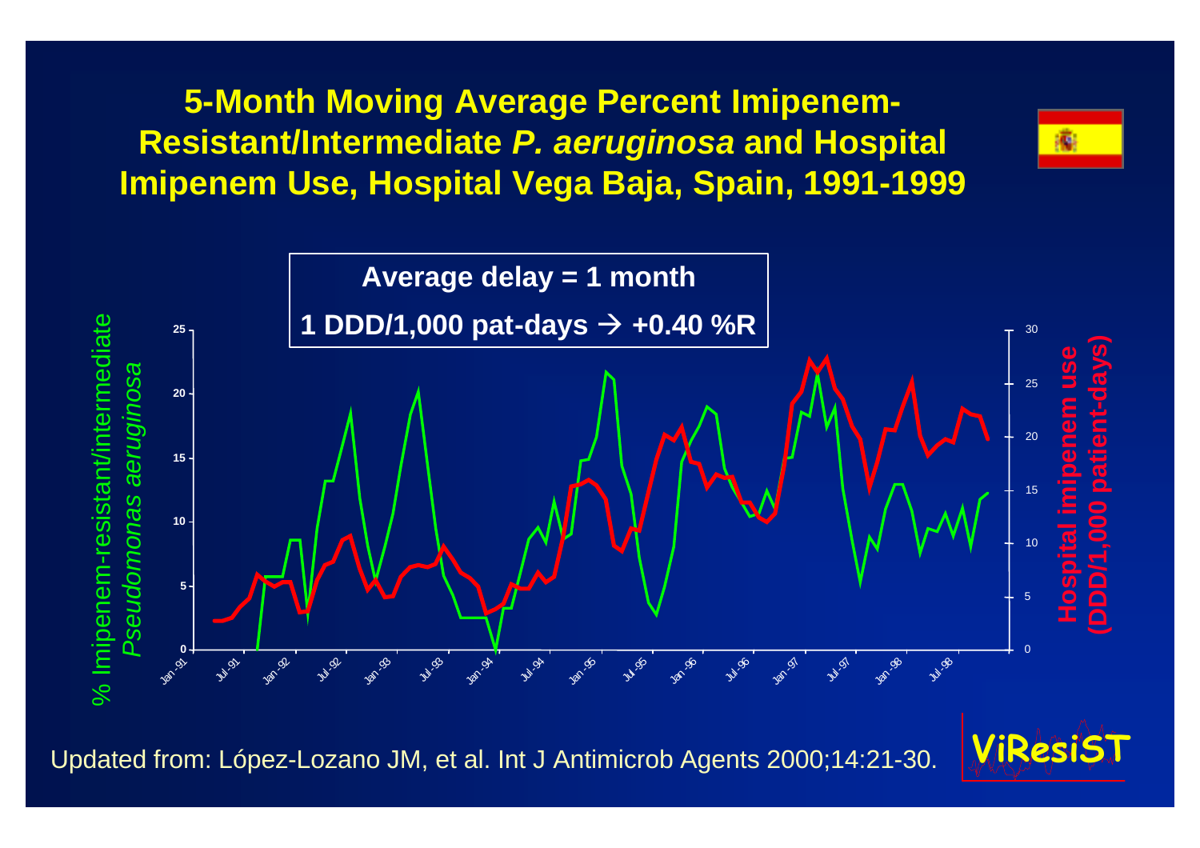# 5-Month Moving Average Percent Imipenem-Resistant/Intermediate *P. aeruginosa* and Hospital Imipenem Use, Hospital Vega Baja, Spain, 1991-1999

**Average delay = 1 month**

**1 DDD/1,000 pat-days → +0.40 %R**

% Imipenem-resistant/intermediate *Pseudomonas aeruginosa*

Hospital imipenem use (DDD/1,000 patient-days)

Jan-91, Jul-91, Jan-92, Jul-92, Jan-93, Jul-93, Jan-94, Jul-94, Jan-95, Jul-95, Jan-96, Jul-96, Jan-97, Jul-97, Jan-98, Jul-98

Updated from: López-Lozano JM, et al. Int J Antimicrob Agents 2000;14:21-30.

ViResiST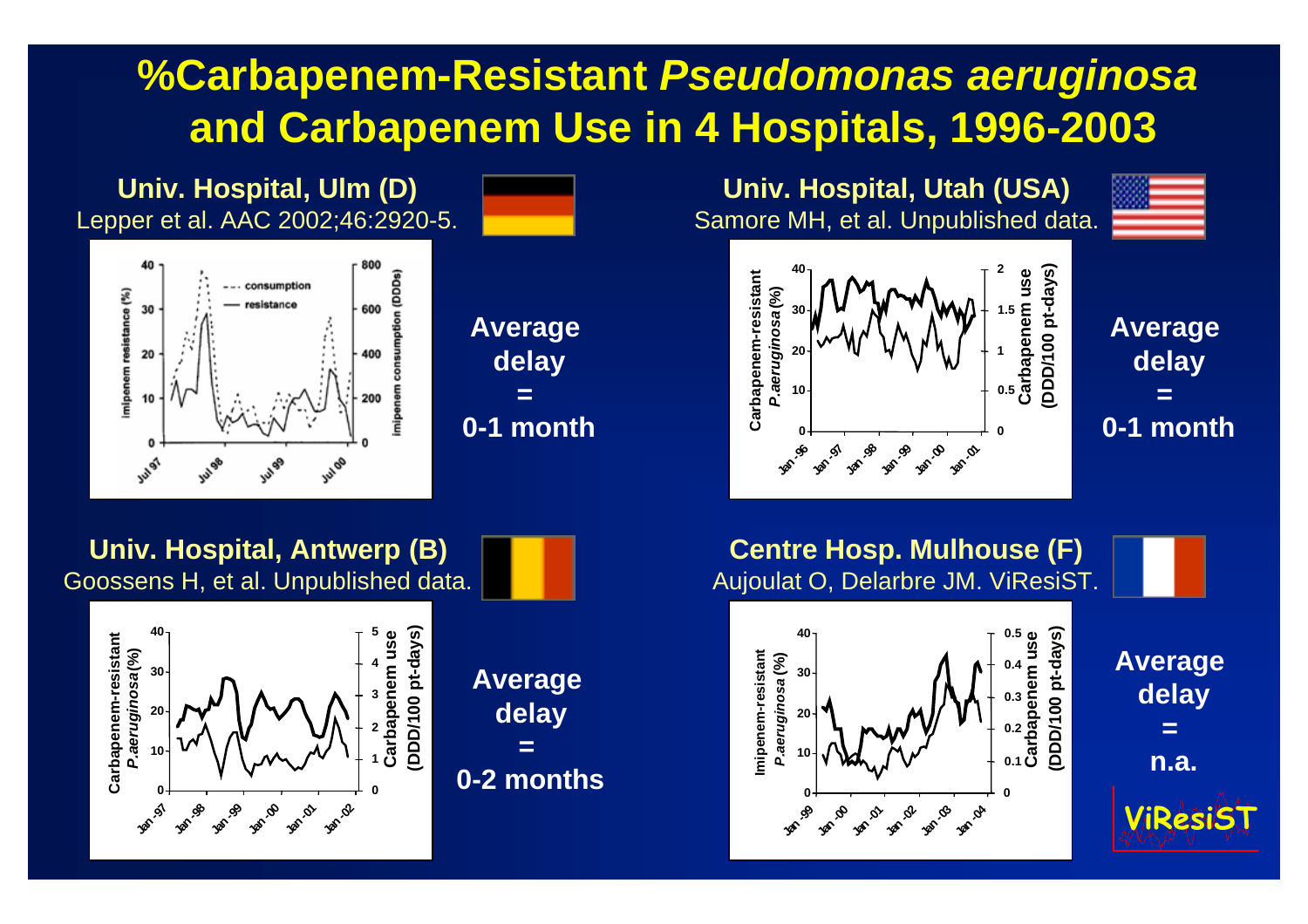# %Carbapenem-Resistant *Pseudomonas aeruginosa* and Carbapenem Use in 4 Hospitals, 1996-2003

## Univ. Hospital, Ulm (D)

Lepper et al. AAC 2002;46:2920-5.

**Average delay = 0-1 month**

## Univ. Hospital, Utah (USA)

Samore MH, et al. Unpublished data.

**Average delay = 0-1 month**

## Univ. Hospital, Antwerp (B)

Goossens H, et al. Unpublished data.

**Average delay = 0-2 months**

## Centre Hosp. Mulhouse (F)

Aujoulat O, Delarbre JM. ViResiST.

**Average delay = n.a.**

ViResiST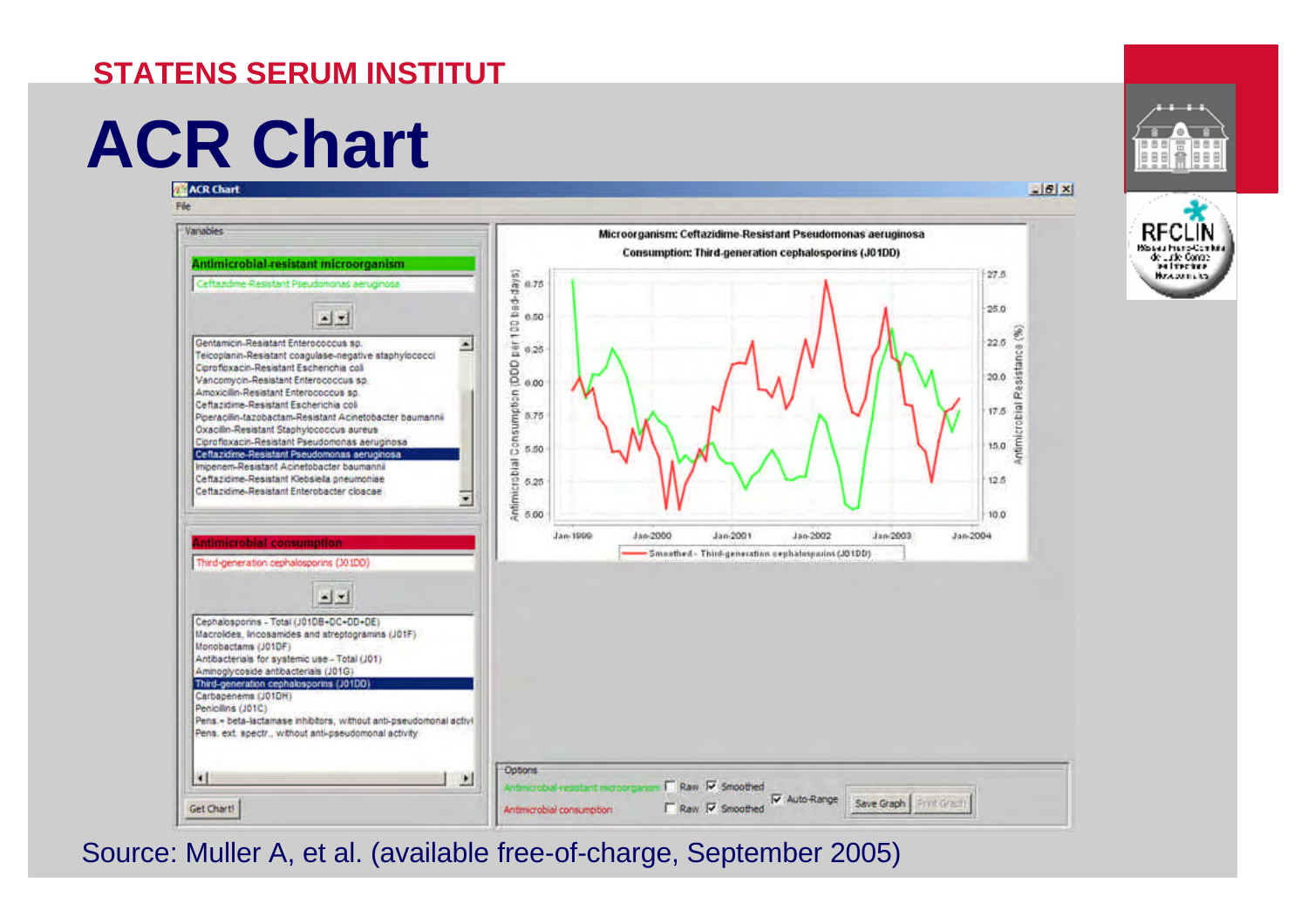# ACR Chart

## ACR Chart

File

**Variables**

**Antimicrobial-resistant microorganism**

Ceftazidime-Resistant Pseudomonas aeruginosa

- Gentamicin-Resistant Enterococcus sp.
- Teicoplanin-Resistant coagulase-negative staphylococci
- Ciprofloxacin-Resistant Escherichia coli
- Vancomycin-Resistant Enterococcus sp.
- Amoxicillin-Resistant Enterococcus sp.
- Ceftazidime-Resistant Escherichia coli
- Piperacillin-tazobactam-Resistant Acinetobacter baumannii
- Oxacillin-Resistant Staphylococcus aureus
- Ciprofloxacin-Resistant Pseudomonas aeruginosa
- Ceftazidime-Resistant Pseudomonas aeruginosa
- Imipenem-Resistant Acinetobacter baumannii
- Ceftazidime-Resistant Klebsiella pneumoniae
- Ceftazidime-Resistant Enterobacter cloacae

**Antimicrobial consumption**

Third-generation cephalosporins (J01DD)

- Cephalosporins - Total (J01DB+DC+DD+DE)
- Macrolides, lincosamides and streptogramins (J01F)
- Monobactams (J01DF)
- Antibacterials for systemic use - Total (J01)
- Aminoglycoside antibacterials (J01G)
- Third-generation cephalosporins (J01DD)
- Carbapenems (J01DH)
- Penicillins (J01C)
- Pens.+ beta-lactamase inhibitors, without anti-pseudomonal activi
- Pens. ext. spectr., without anti-pseudomonal activity

Get Chart!

**Microorganism: Ceftazidime-Resistant Pseudomonas aeruginosa**

**Consumption: Third-generation cephalosporins (J01DD)**

Antimicrobial Consumption (DDD per 100 bed-days): 5.00, 5.25, 5.50, 5.75, 6.00, 6.25, 6.50, 6.75

Antimicrobial Resistance (%): 10.0, 12.5, 15.0, 17.5, 20.0, 22.5, 25.0, 27.5

Jan-1999, Jan-2000, Jan-2001, Jan-2002, Jan-2003, Jan-2004

Smoothed - Third-generation cephalosporins (J01DD)

**Options**

Antimicrobial-resistant microorganism ☐ Raw ☑ Smoothed

Antimicrobial consumption ☐ Raw ☑ Smoothed

☑ Auto-Range

Save Graph | Print Graph

Source: Muller A, et al. (available free-of-charge, September 2005)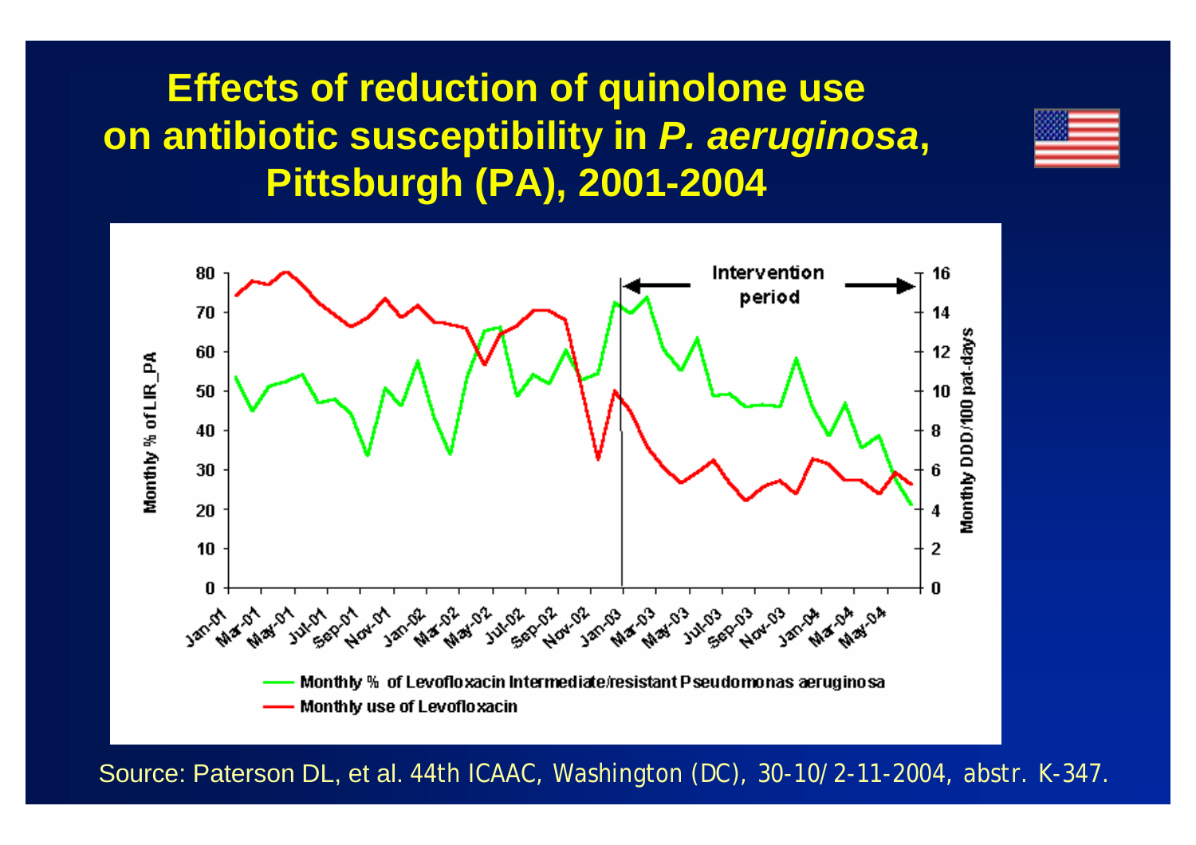# Effects of reduction of quinolone use on antibiotic susceptibility in *P. aeruginosa*, Pittsburgh (PA), 2001-2004

Intervention period

Monthly % of LIR_PA

Monthly DDD/100 pat-days

Jan-01, Mar-01, May-01, Jul-01, Sep-01, Nov-01, Jan-02, Mar-02, May-02, Jul-02, Sep-02, Nov-02, Jan-03, Mar-03, May-03, Jul-03, Sep-03, Nov-03, Jan-04, Mar-04, May-04

— Monthly % of Levofloxacin Intermediate/resistant Pseudomonas aeruginosa

— Monthly use of Levofloxacin

Source: Paterson DL, et al. 44th ICAAC, Washington (DC), 30-10/2-11-2004, abstr. K-347.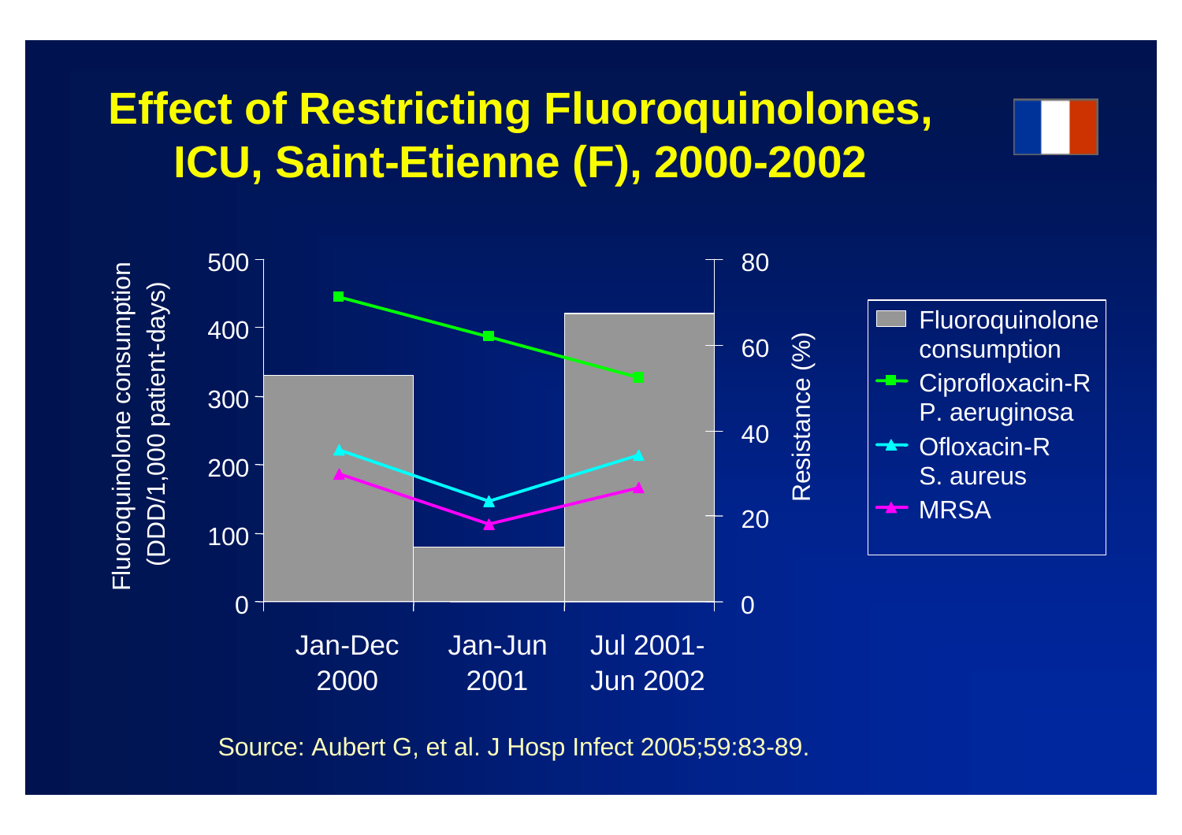# Effect of Restricting Fluoroquinolones, ICU, Saint-Etienne (F), 2000-2002

Fluoroquinolone consumption (DDD/1,000 patient-days)

Resistance (%)

| | Jan-Dec 2000 | Jan-Jun 2001 | Jul 2001-Jun 2002 |
|---|---|---|---|
| Fluoroquinolone consumption | | | |
| Ciprofloxacin-R P. aeruginosa | | | |
| Ofloxacin-R S. aureus | | | |
| MRSA | | | |

Source: Aubert G, et al. J Hosp Infect 2005;59:83-89.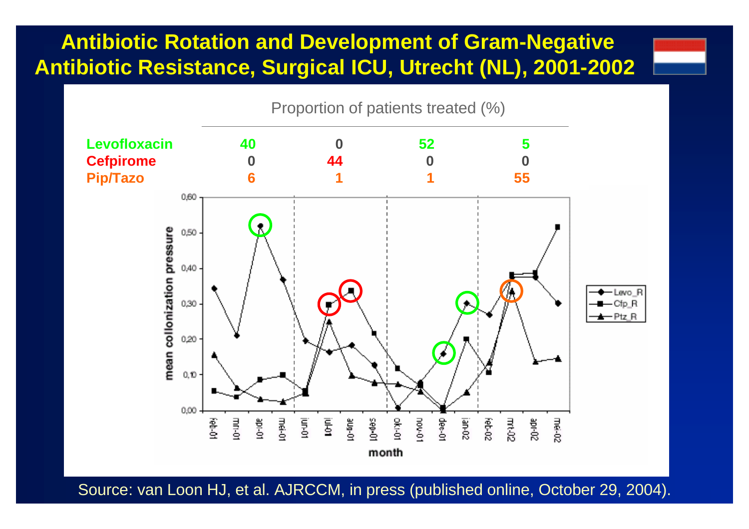# Antibiotic Rotation and Development of Gram-Negative Antibiotic Resistance, Surgical ICU, Utrecht (NL), 2001-2002

Proportion of patients treated (%)

| | | | | |
|---|---|---|---|---|
| **Levofloxacin** | 40 | 0 | 52 | 5 |
| **Cefpirome** | 0 | 44 | 0 | 0 |
| **Pip/Tazo** | 6 | 1 | 1 | 55 |

Source: van Loon HJ, et al. AJRCCM, in press (published online, October 29, 2004).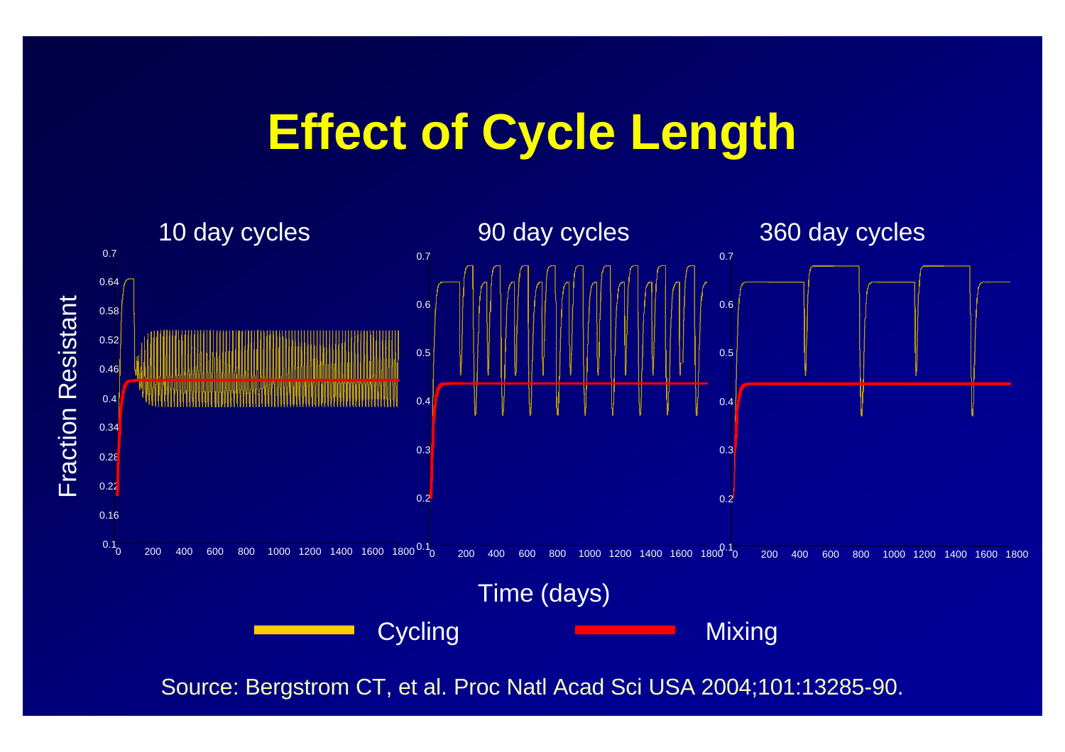# Effect of Cycle Length

10 day cycles | 90 day cycles | 360 day cycles

Fraction Resistant

Time (days)

Cycling — Mixing

Source: Bergstrom CT, et al. Proc Natl Acad Sci USA 2004;101:13285-90.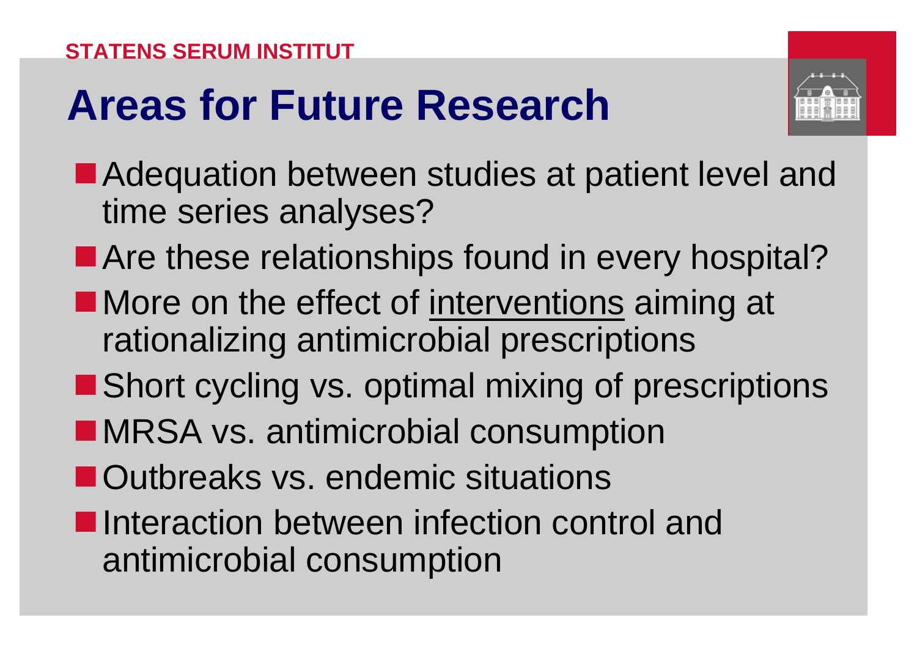# Areas for Future Research

- Adequation between studies at patient level and time series analyses?
- Are these relationships found in every hospital?
- More on the effect of <u>interventions</u> aiming at rationalizing antimicrobial prescriptions
- Short cycling vs. optimal mixing of prescriptions
- MRSA vs. antimicrobial consumption
- Outbreaks vs. endemic situations
- Interaction between infection control and antimicrobial consumption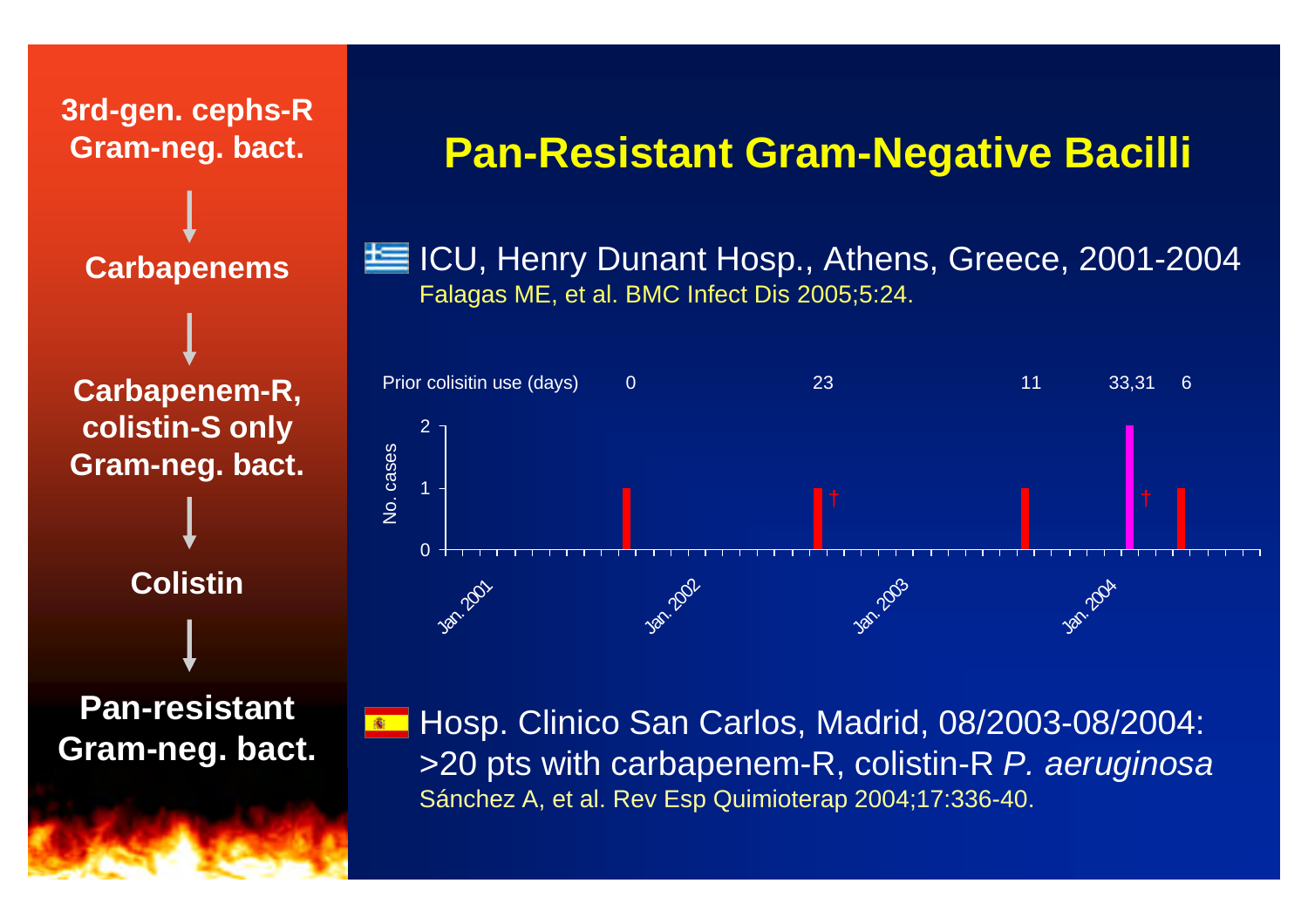**3rd-gen. cephs-R Gram-neg. bact.**

↓

**Carbapenems**

↓

**Carbapenem-R, colistin-S only Gram-neg. bact.**

↓

**Colistin**

↓

**Pan-resistant Gram-neg. bact.**

# Pan-Resistant Gram-Negative Bacilli

ICU, Henry Dunant Hosp., Athens, Greece, 2001-2004
Falagas ME, et al. BMC Infect Dis 2005;5:24.

Prior colisitin use (days) 0 23 11 33,31 6

No. cases

Jan. 2001 Jan. 2002 Jan. 2003 Jan. 2004

Hosp. Clinico San Carlos, Madrid, 08/2003-08/2004: >20 pts with carbapenem-R, colistin-R *P. aeruginosa*
Sánchez A, et al. Rev Esp Quimioterap 2004;17:336-40.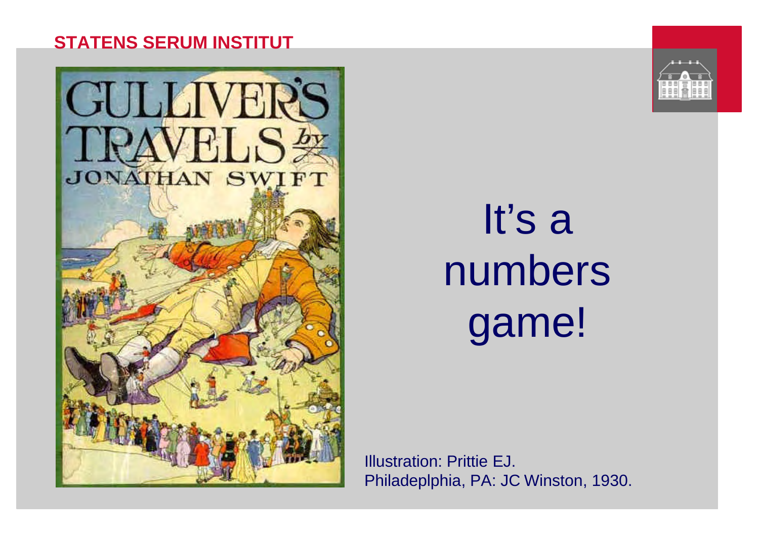It's a numbers game!

Illustration: Prittie EJ. Philadeplphia, PA: JC Winston, 1930.